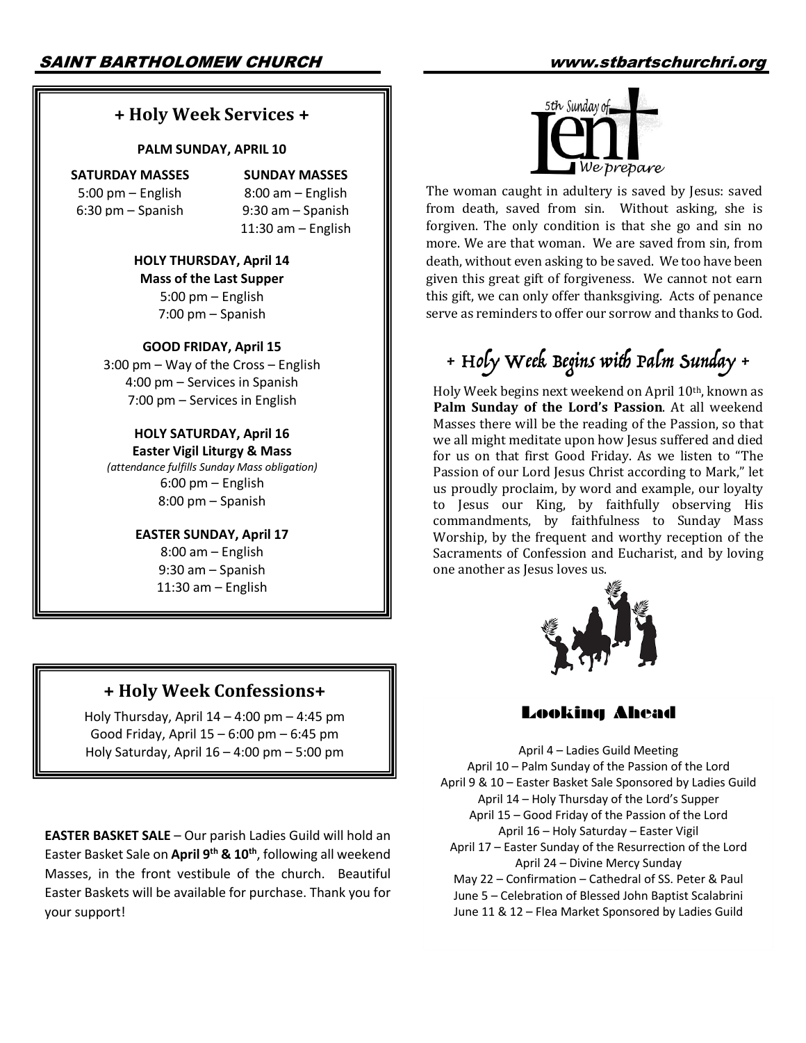## + Holy Week Services +

**PALM SUNDAY, APRIL 10**

| SATURDAY MASSES | SUNDAY MASSES |
|---|---|
| 5:00 pm – English | 8:00 am – English |
| 6:30 pm – Spanish | 9:30 am – Spanish |
| | 11:30 am – English |

**HOLY THURSDAY, April 14**
**Mass of the Last Supper**
5:00 pm – English
7:00 pm – Spanish

**GOOD FRIDAY, April 15**
3:00 pm – Way of the Cross – English
4:00 pm – Services in Spanish
7:00 pm – Services in English

**HOLY SATURDAY, April 16**
**Easter Vigil Liturgy & Mass**
*(attendance fulfills Sunday Mass obligation)*
6:00 pm – English
8:00 pm – Spanish

**EASTER SUNDAY, April 17**
8:00 am – English
9:30 am – Spanish
11:30 am – English

## + Holy Week Confessions+

Holy Thursday, April 14 – 4:00 pm – 4:45 pm
Good Friday, April 15 – 6:00 pm – 6:45 pm
Holy Saturday, April 16 – 4:00 pm – 5:00 pm

**EASTER BASKET SALE** – Our parish Ladies Guild will hold an Easter Basket Sale on **April 9th & 10th**, following all weekend Masses, in the front vestibule of the church. Beautiful Easter Baskets will be available for purchase. Thank you for your support!

5th Sunday of Lent
*We prepare*

The woman caught in adultery is saved by Jesus: saved from death, saved from sin. Without asking, she is forgiven. The only condition is that she go and sin no more. We are that woman. We are saved from sin, from death, without even asking to be saved. We too have been given this great gift of forgiveness. We cannot not earn this gift, we can only offer thanksgiving. Acts of penance serve as reminders to offer our sorrow and thanks to God.

## + Holy Week Begins with Palm Sunday +

Holy Week begins next weekend on April 10th, known as **Palm Sunday of the Lord's Passion**. At all weekend Masses there will be the reading of the Passion, so that we all might meditate upon how Jesus suffered and died for us on that first Good Friday. As we listen to "The Passion of our Lord Jesus Christ according to Mark," let us proudly proclaim, by word and example, our loyalty to Jesus our King, by faithfully observing His commandments, by faithfulness to Sunday Mass Worship, by the frequent and worthy reception of the Sacraments of Confession and Eucharist, and by loving one another as Jesus loves us.

## Looking Ahead

April 4 – Ladies Guild Meeting
April 10 – Palm Sunday of the Passion of the Lord
April 9 & 10 – Easter Basket Sale Sponsored by Ladies Guild
April 14 – Holy Thursday of the Lord's Supper
April 15 – Good Friday of the Passion of the Lord
April 16 – Holy Saturday – Easter Vigil
April 17 – Easter Sunday of the Resurrection of the Lord
April 24 – Divine Mercy Sunday
May 22 – Confirmation – Cathedral of SS. Peter & Paul
June 5 – Celebration of Blessed John Baptist Scalabrini
June 11 & 12 – Flea Market Sponsored by Ladies Guild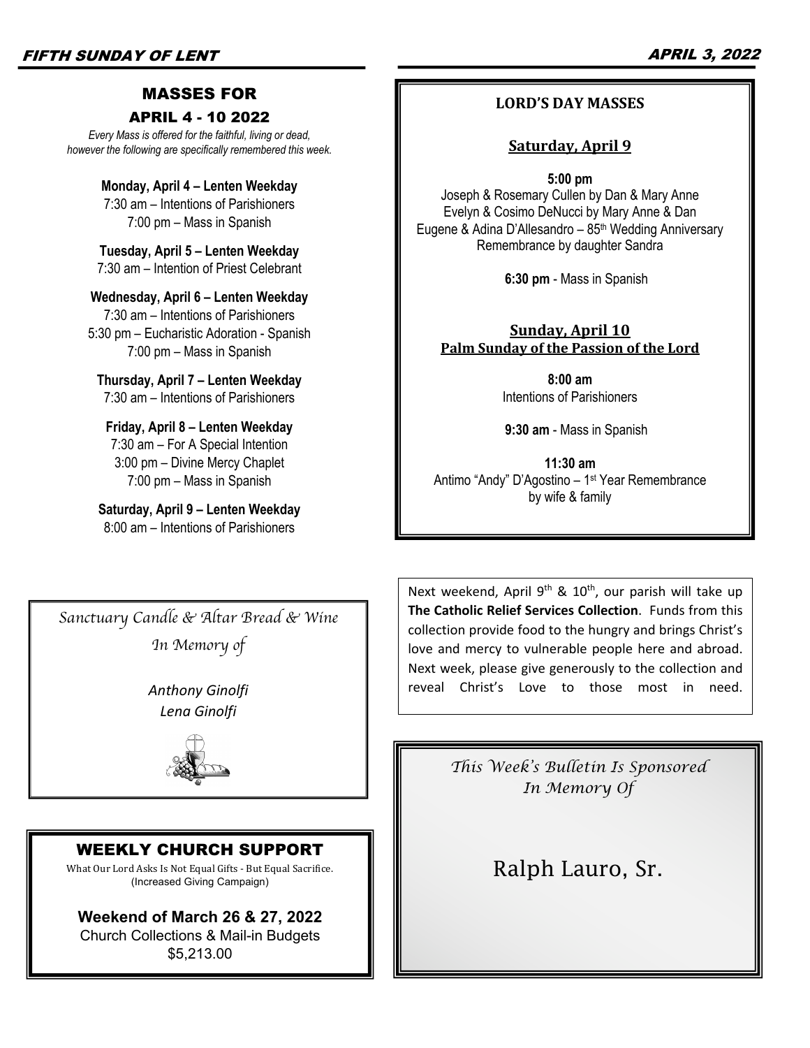## MASSES FOR
### APRIL 4 - 10 2022

*Every Mass is offered for the faithful, living or dead, however the following are specifically remembered this week.*

**Monday, April 4 – Lenten Weekday**
7:30 am – Intentions of Parishioners
7:00 pm – Mass in Spanish

**Tuesday, April 5 – Lenten Weekday**
7:30 am – Intention of Priest Celebrant

**Wednesday, April 6 – Lenten Weekday**
7:30 am – Intentions of Parishioners
5:30 pm – Eucharistic Adoration - Spanish
7:00 pm – Mass in Spanish

**Thursday, April 7 – Lenten Weekday**
7:30 am – Intentions of Parishioners

**Friday, April 8 – Lenten Weekday**
7:30 am – For A Special Intention
3:00 pm – Divine Mercy Chaplet
7:00 pm – Mass in Spanish

**Saturday, April 9 – Lenten Weekday**
8:00 am – Intentions of Parishioners

## LORD'S DAY MASSES

**Saturday, April 9**

**5:00 pm**
Joseph & Rosemary Cullen by Dan & Mary Anne
Evelyn & Cosimo DeNucci by Mary Anne & Dan
Eugene & Adina D'Allesandro – 85th Wedding Anniversary Remembrance by daughter Sandra

**6:30 pm** - Mass in Spanish

**Sunday, April 10**
**Palm Sunday of the Passion of the Lord**

**8:00 am**
Intentions of Parishioners

**9:30 am** - Mass in Spanish

**11:30 am**
Antimo "Andy" D'Agostino – 1st Year Remembrance by wife & family

*Sanctuary Candle & Altar Bread & Wine*
*In Memory of*

*Anthony Ginolfi*
*Lena Ginolfi*

Next weekend, April 9th & 10th, our parish will take up **The Catholic Relief Services Collection**. Funds from this collection provide food to the hungry and brings Christ's love and mercy to vulnerable people here and abroad. Next week, please give generously to the collection and reveal Christ's Love to those most in need.

## WEEKLY CHURCH SUPPORT

What Our Lord Asks Is Not Equal Gifts - But Equal Sacrifice.
(Increased Giving Campaign)

**Weekend of March 26 & 27, 2022**
Church Collections & Mail-in Budgets
$5,213.00

*This Week's Bulletin Is Sponsored In Memory Of*

Ralph Lauro, Sr.